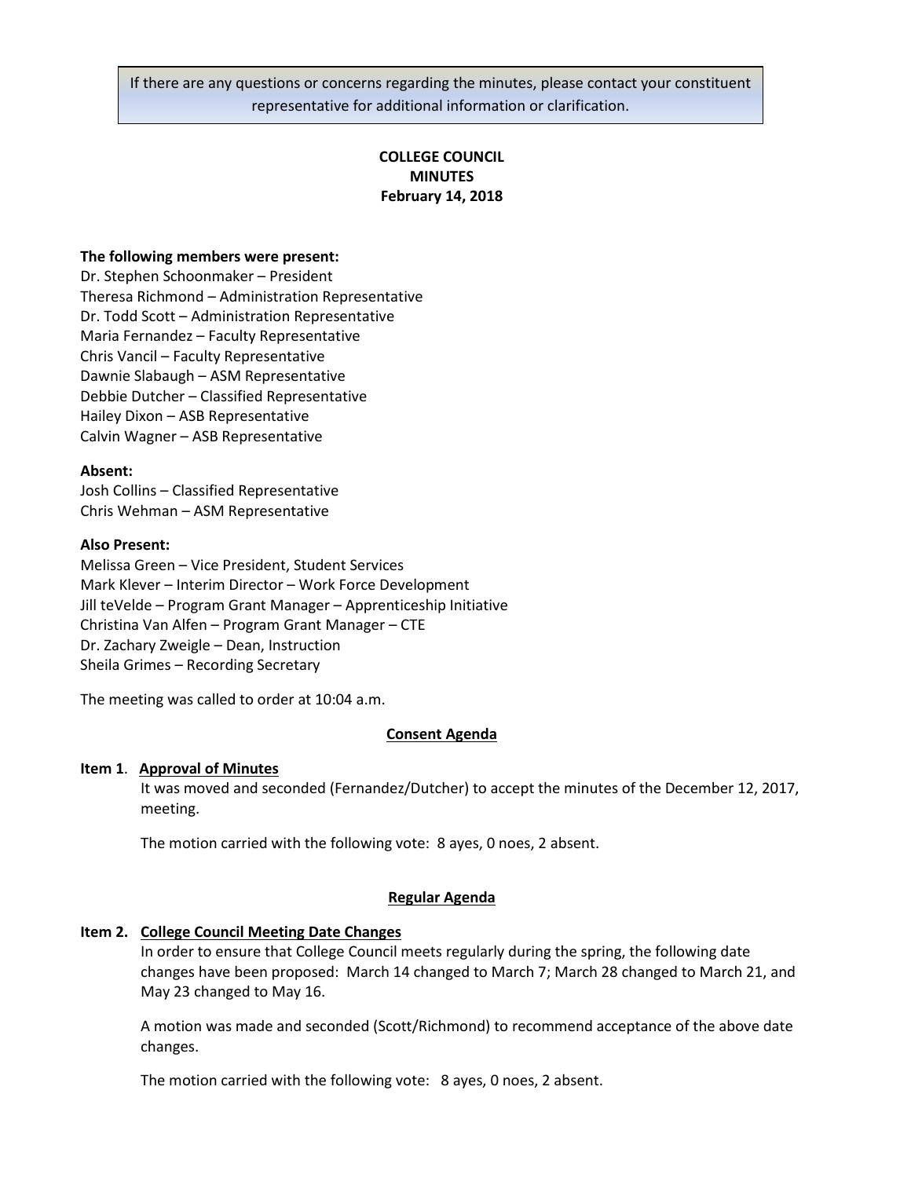If there are any questions or concerns regarding the minutes, please contact your constituent representative for additional information or clarification.

**COLLEGE COUNCIL**
**MINUTES**
**February 14, 2018**

**The following members were present:**
Dr. Stephen Schoonmaker – President
Theresa Richmond – Administration Representative
Dr. Todd Scott – Administration Representative
Maria Fernandez – Faculty Representative
Chris Vancil – Faculty Representative
Dawnie Slabaugh – ASM Representative
Debbie Dutcher – Classified Representative
Hailey Dixon – ASB Representative
Calvin Wagner – ASB Representative

**Absent:**
Josh Collins – Classified Representative
Chris Wehman – ASM Representative

**Also Present:**
Melissa Green – Vice President, Student Services
Mark Klever – Interim Director – Work Force Development
Jill teVelde – Program Grant Manager – Apprenticeship Initiative
Christina Van Alfen – Program Grant Manager – CTE
Dr. Zachary Zweigle – Dean, Instruction
Sheila Grimes – Recording Secretary

The meeting was called to order at 10:04 a.m.

**Consent Agenda**

**Item 1**. **Approval of Minutes**

It was moved and seconded (Fernandez/Dutcher) to accept the minutes of the December 12, 2017, meeting.

The motion carried with the following vote: 8 ayes, 0 noes, 2 absent.

**Regular Agenda**

**Item 2. College Council Meeting Date Changes**

In order to ensure that College Council meets regularly during the spring, the following date changes have been proposed: March 14 changed to March 7; March 28 changed to March 21, and May 23 changed to May 16.

A motion was made and seconded (Scott/Richmond) to recommend acceptance of the above date changes.

The motion carried with the following vote: 8 ayes, 0 noes, 2 absent.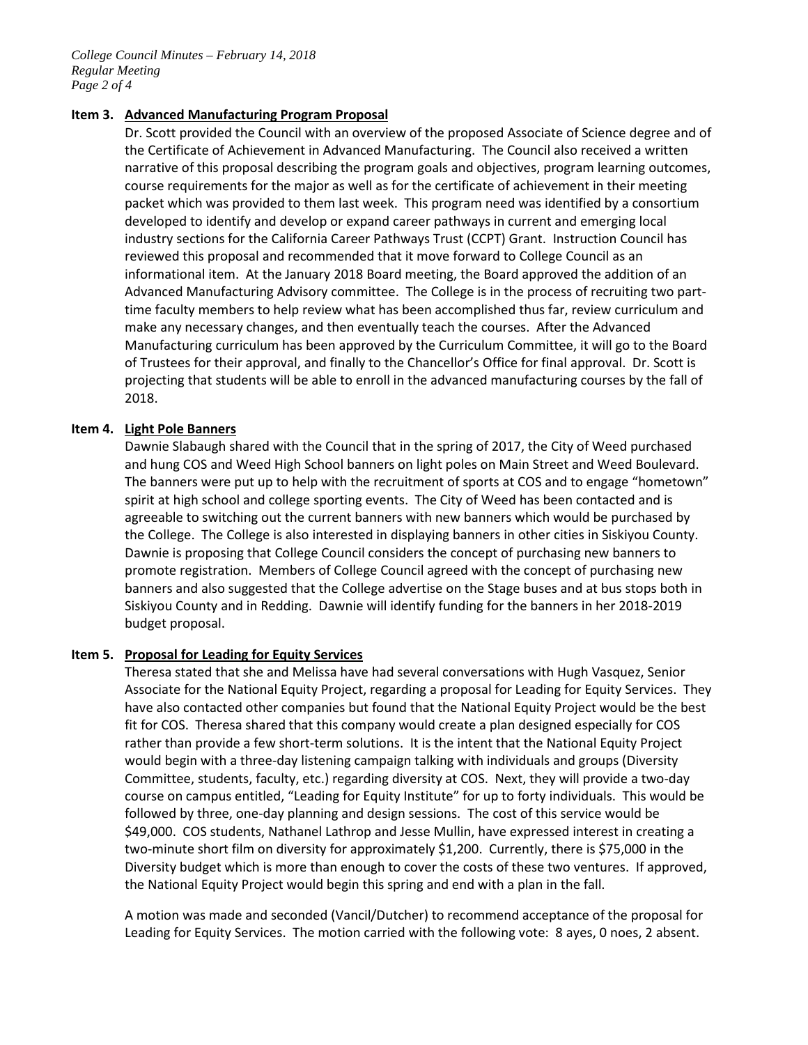**Item 3. Advanced Manufacturing Program Proposal**

Dr. Scott provided the Council with an overview of the proposed Associate of Science degree and of the Certificate of Achievement in Advanced Manufacturing. The Council also received a written narrative of this proposal describing the program goals and objectives, program learning outcomes, course requirements for the major as well as for the certificate of achievement in their meeting packet which was provided to them last week. This program need was identified by a consortium developed to identify and develop or expand career pathways in current and emerging local industry sections for the California Career Pathways Trust (CCPT) Grant. Instruction Council has reviewed this proposal and recommended that it move forward to College Council as an informational item. At the January 2018 Board meeting, the Board approved the addition of an Advanced Manufacturing Advisory committee. The College is in the process of recruiting two part-time faculty members to help review what has been accomplished thus far, review curriculum and make any necessary changes, and then eventually teach the courses. After the Advanced Manufacturing curriculum has been approved by the Curriculum Committee, it will go to the Board of Trustees for their approval, and finally to the Chancellor's Office for final approval. Dr. Scott is projecting that students will be able to enroll in the advanced manufacturing courses by the fall of 2018.

**Item 4. Light Pole Banners**

Dawnie Slabaugh shared with the Council that in the spring of 2017, the City of Weed purchased and hung COS and Weed High School banners on light poles on Main Street and Weed Boulevard. The banners were put up to help with the recruitment of sports at COS and to engage "hometown" spirit at high school and college sporting events. The City of Weed has been contacted and is agreeable to switching out the current banners with new banners which would be purchased by the College. The College is also interested in displaying banners in other cities in Siskiyou County. Dawnie is proposing that College Council considers the concept of purchasing new banners to promote registration. Members of College Council agreed with the concept of purchasing new banners and also suggested that the College advertise on the Stage buses and at bus stops both in Siskiyou County and in Redding. Dawnie will identify funding for the banners in her 2018-2019 budget proposal.

**Item 5. Proposal for Leading for Equity Services**

Theresa stated that she and Melissa have had several conversations with Hugh Vasquez, Senior Associate for the National Equity Project, regarding a proposal for Leading for Equity Services. They have also contacted other companies but found that the National Equity Project would be the best fit for COS. Theresa shared that this company would create a plan designed especially for COS rather than provide a few short-term solutions. It is the intent that the National Equity Project would begin with a three-day listening campaign talking with individuals and groups (Diversity Committee, students, faculty, etc.) regarding diversity at COS. Next, they will provide a two-day course on campus entitled, "Leading for Equity Institute" for up to forty individuals. This would be followed by three, one-day planning and design sessions. The cost of this service would be $49,000. COS students, Nathanel Lathrop and Jesse Mullin, have expressed interest in creating a two-minute short film on diversity for approximately $1,200. Currently, there is $75,000 in the Diversity budget which is more than enough to cover the costs of these two ventures. If approved, the National Equity Project would begin this spring and end with a plan in the fall.

A motion was made and seconded (Vancil/Dutcher) to recommend acceptance of the proposal for Leading for Equity Services. The motion carried with the following vote: 8 ayes, 0 noes, 2 absent.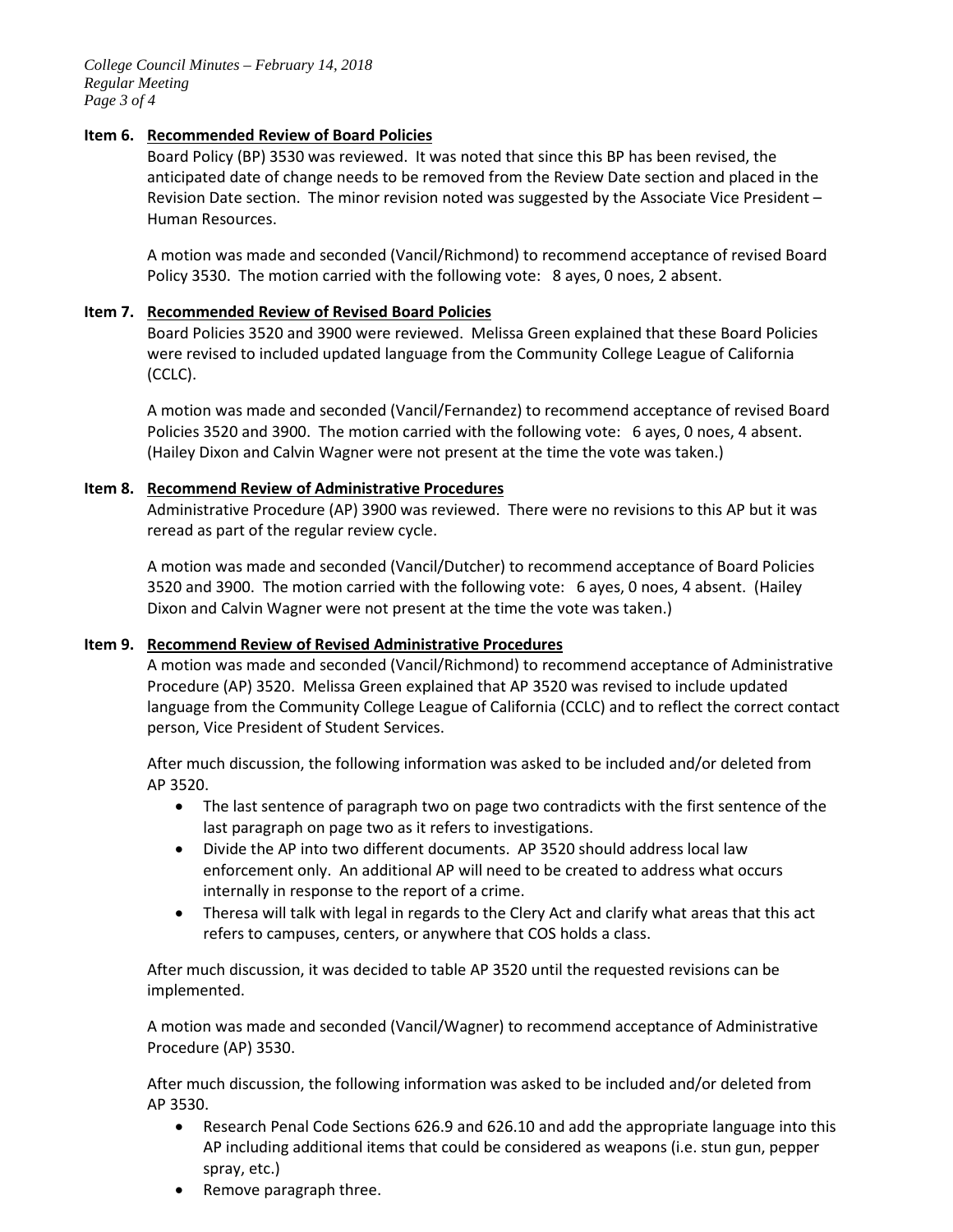**Item 6. Recommended Review of Board Policies**

Board Policy (BP) 3530 was reviewed. It was noted that since this BP has been revised, the anticipated date of change needs to be removed from the Review Date section and placed in the Revision Date section. The minor revision noted was suggested by the Associate Vice President – Human Resources.

A motion was made and seconded (Vancil/Richmond) to recommend acceptance of revised Board Policy 3530. The motion carried with the following vote: 8 ayes, 0 noes, 2 absent.

**Item 7. Recommended Review of Revised Board Policies**

Board Policies 3520 and 3900 were reviewed. Melissa Green explained that these Board Policies were revised to included updated language from the Community College League of California (CCLC).

A motion was made and seconded (Vancil/Fernandez) to recommend acceptance of revised Board Policies 3520 and 3900. The motion carried with the following vote: 6 ayes, 0 noes, 4 absent. (Hailey Dixon and Calvin Wagner were not present at the time the vote was taken.)

**Item 8. Recommend Review of Administrative Procedures**

Administrative Procedure (AP) 3900 was reviewed. There were no revisions to this AP but it was reread as part of the regular review cycle.

A motion was made and seconded (Vancil/Dutcher) to recommend acceptance of Board Policies 3520 and 3900. The motion carried with the following vote: 6 ayes, 0 noes, 4 absent. (Hailey Dixon and Calvin Wagner were not present at the time the vote was taken.)

**Item 9. Recommend Review of Revised Administrative Procedures**

A motion was made and seconded (Vancil/Richmond) to recommend acceptance of Administrative Procedure (AP) 3520. Melissa Green explained that AP 3520 was revised to include updated language from the Community College League of California (CCLC) and to reflect the correct contact person, Vice President of Student Services.

After much discussion, the following information was asked to be included and/or deleted from AP 3520.

- The last sentence of paragraph two on page two contradicts with the first sentence of the last paragraph on page two as it refers to investigations.
- Divide the AP into two different documents. AP 3520 should address local law enforcement only. An additional AP will need to be created to address what occurs internally in response to the report of a crime.
- Theresa will talk with legal in regards to the Clery Act and clarify what areas that this act refers to campuses, centers, or anywhere that COS holds a class.

After much discussion, it was decided to table AP 3520 until the requested revisions can be implemented.

A motion was made and seconded (Vancil/Wagner) to recommend acceptance of Administrative Procedure (AP) 3530.

After much discussion, the following information was asked to be included and/or deleted from AP 3530.

- Research Penal Code Sections 626.9 and 626.10 and add the appropriate language into this AP including additional items that could be considered as weapons (i.e. stun gun, pepper spray, etc.)
- Remove paragraph three.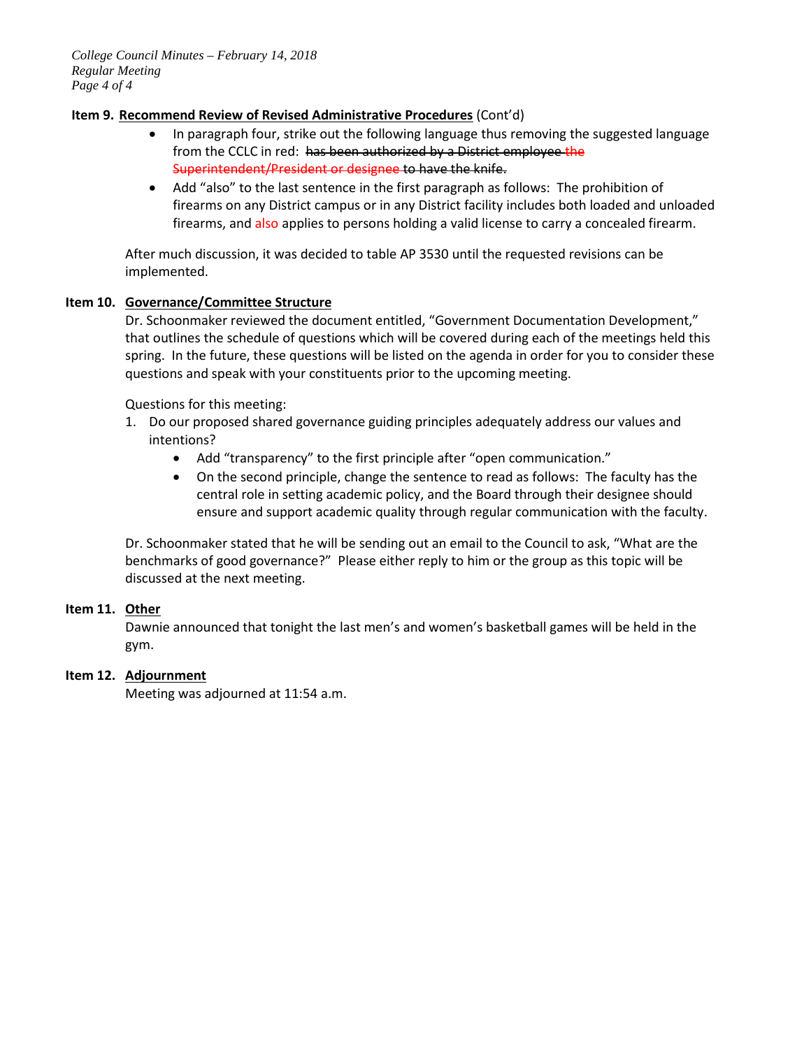**Item 9. Recommend Review of Revised Administrative Procedures** (Cont'd)

- In paragraph four, strike out the following language thus removing the suggested language from the CCLC in red: ~~has been authorized by a District employee the Superintendent/President or designee to have the knife.~~
- Add "also" to the last sentence in the first paragraph as follows: The prohibition of firearms on any District campus or in any District facility includes both loaded and unloaded firearms, and also applies to persons holding a valid license to carry a concealed firearm.

After much discussion, it was decided to table AP 3530 until the requested revisions can be implemented.

**Item 10. Governance/Committee Structure**

Dr. Schoonmaker reviewed the document entitled, "Government Documentation Development," that outlines the schedule of questions which will be covered during each of the meetings held this spring. In the future, these questions will be listed on the agenda in order for you to consider these questions and speak with your constituents prior to the upcoming meeting.

Questions for this meeting:

1. Do our proposed shared governance guiding principles adequately address our values and intentions?
    - Add "transparency" to the first principle after "open communication."
    - On the second principle, change the sentence to read as follows: The faculty has the central role in setting academic policy, and the Board through their designee should ensure and support academic quality through regular communication with the faculty.

Dr. Schoonmaker stated that he will be sending out an email to the Council to ask, "What are the benchmarks of good governance?" Please either reply to him or the group as this topic will be discussed at the next meeting.

**Item 11. Other**

Dawnie announced that tonight the last men's and women's basketball games will be held in the gym.

**Item 12. Adjournment**

Meeting was adjourned at 11:54 a.m.